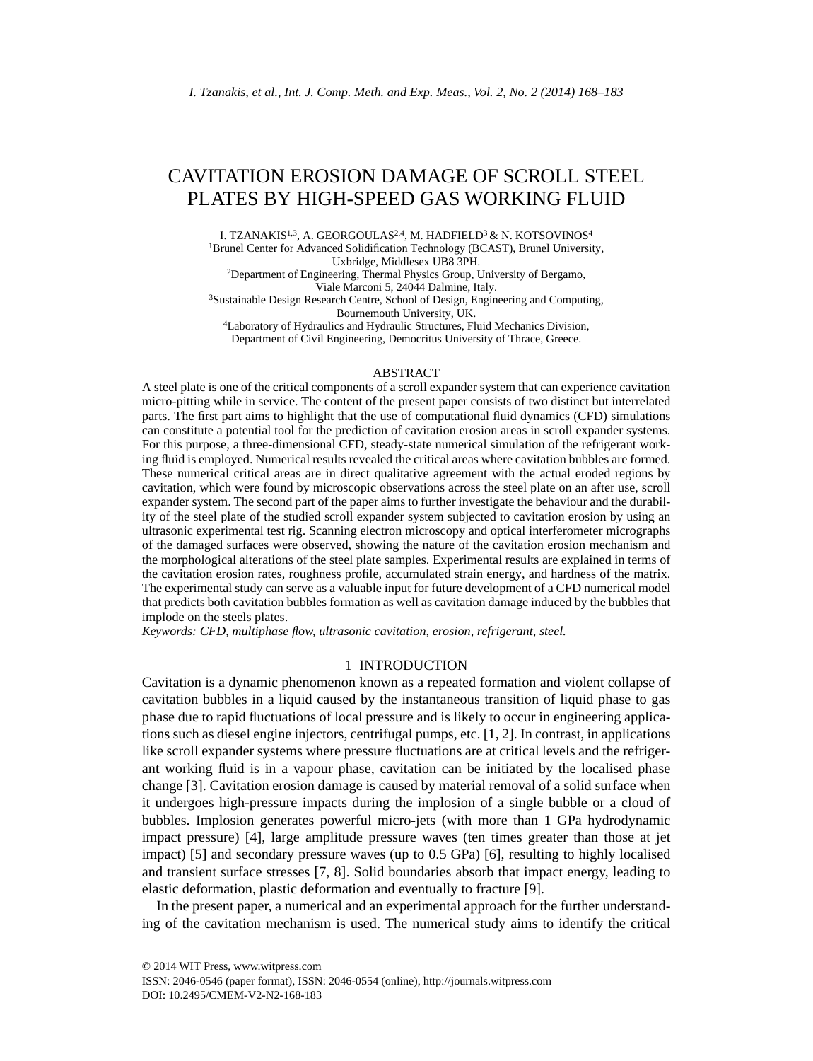# CAVITATION EROSION DAMAGE OF SCROLL STEEL PLATES BY HIGH-SPEED GAS WORKING FLUID

I. TZANAKIS[1,3], A. GEORGOULAS[2,4], M. HADFIELD[3] & N. KOTSOVINOS[4]

[1]Brunel Center for Advanced Solidification Technology (BCAST), Brunel University, Uxbridge, Middlesex UB8 3PH.
[2]Department of Engineering, Thermal Physics Group, University of Bergamo, Viale Marconi 5, 24044 Dalmine, Italy.
[3]Sustainable Design Research Centre, School of Design, Engineering and Computing, Bournemouth University, UK.
[4]Laboratory of Hydraulics and Hydraulic Structures, Fluid Mechanics Division, Department of Civil Engineering, Democritus University of Thrace, Greece.

## ABSTRACT

A steel plate is one of the critical components of a scroll expander system that can experience cavitation micro-pitting while in service. The content of the present paper consists of two distinct but interrelated parts. The first part aims to highlight that the use of computational fluid dynamics (CFD) simulations can constitute a potential tool for the prediction of cavitation erosion areas in scroll expander systems. For this purpose, a three-dimensional CFD, steady-state numerical simulation of the refrigerant working fluid is employed. Numerical results revealed the critical areas where cavitation bubbles are formed. These numerical critical areas are in direct qualitative agreement with the actual eroded regions by cavitation, which were found by microscopic observations across the steel plate on an after use, scroll expander system. The second part of the paper aims to further investigate the behaviour and the durability of the steel plate of the studied scroll expander system subjected to cavitation erosion by using an ultrasonic experimental test rig. Scanning electron microscopy and optical interferometer micrographs of the damaged surfaces were observed, showing the nature of the cavitation erosion mechanism and the morphological alterations of the steel plate samples. Experimental results are explained in terms of the cavitation erosion rates, roughness profile, accumulated strain energy, and hardness of the matrix. The experimental study can serve as a valuable input for future development of a CFD numerical model that predicts both cavitation bubbles formation as well as cavitation damage induced by the bubbles that implode on the steels plates.

*Keywords: CFD, multiphase flow, ultrasonic cavitation, erosion, refrigerant, steel.*

## 1 INTRODUCTION

Cavitation is a dynamic phenomenon known as a repeated formation and violent collapse of cavitation bubbles in a liquid caused by the instantaneous transition of liquid phase to gas phase due to rapid fluctuations of local pressure and is likely to occur in engineering applications such as diesel engine injectors, centrifugal pumps, etc. [1, 2]. In contrast, in applications like scroll expander systems where pressure fluctuations are at critical levels and the refrigerant working fluid is in a vapour phase, cavitation can be initiated by the localised phase change [3]. Cavitation erosion damage is caused by material removal of a solid surface when it undergoes high-pressure impacts during the implosion of a single bubble or a cloud of bubbles. Implosion generates powerful micro-jets (with more than 1 GPa hydrodynamic impact pressure) [4], large amplitude pressure waves (ten times greater than those at jet impact) [5] and secondary pressure waves (up to 0.5 GPa) [6], resulting to highly localised and transient surface stresses [7, 8]. Solid boundaries absorb that impact energy, leading to elastic deformation, plastic deformation and eventually to fracture [9].

In the present paper, a numerical and an experimental approach for the further understanding of the cavitation mechanism is used. The numerical study aims to identify the critical

© 2014 WIT Press, www.witpress.com
ISSN: 2046-0546 (paper format), ISSN: 2046-0554 (online), http://journals.witpress.com
DOI: 10.2495/CMEM-V2-N2-168-183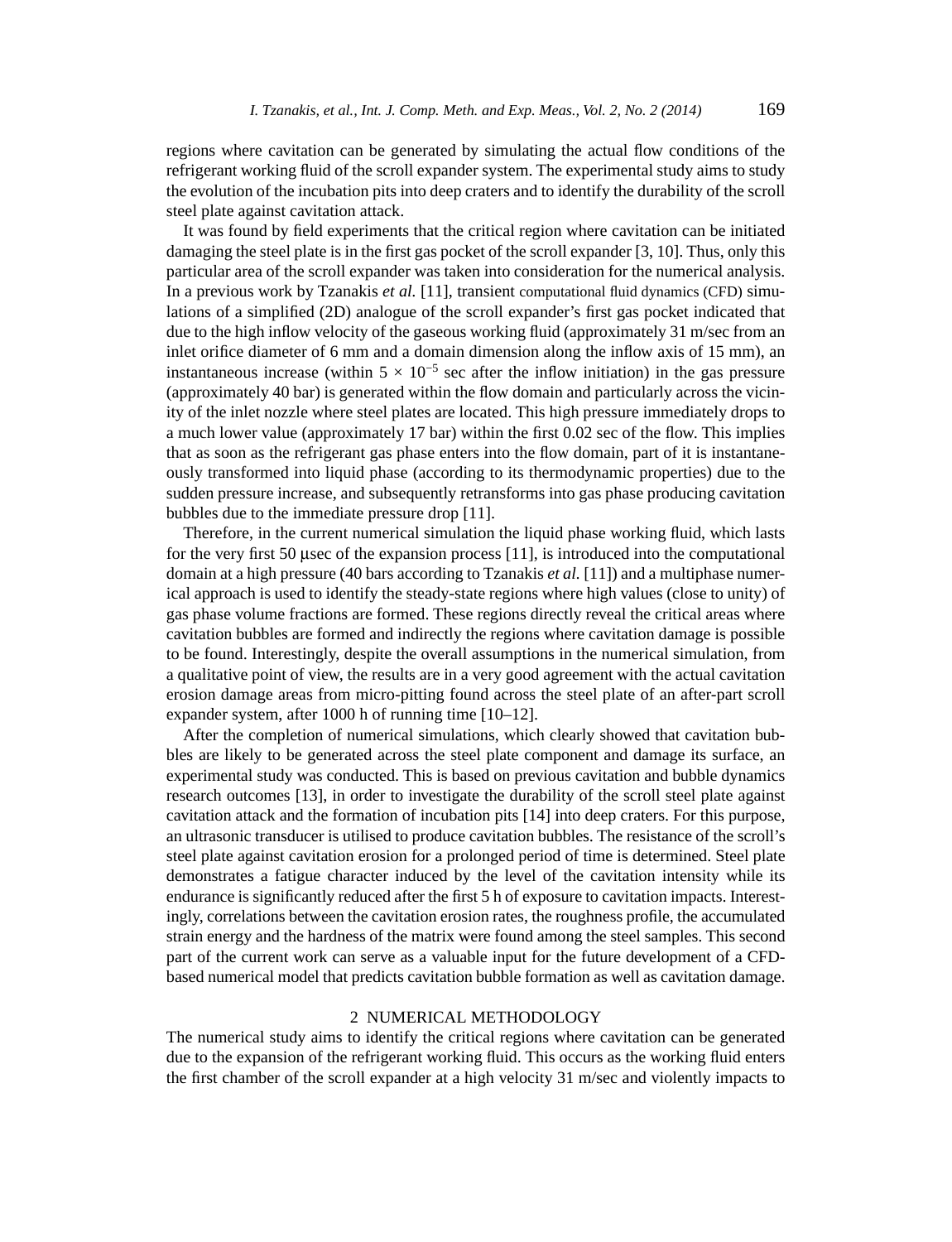regions where cavitation can be generated by simulating the actual flow conditions of the refrigerant working fluid of the scroll expander system. The experimental study aims to study the evolution of the incubation pits into deep craters and to identify the durability of the scroll steel plate against cavitation attack.

It was found by field experiments that the critical region where cavitation can be initiated damaging the steel plate is in the first gas pocket of the scroll expander [3, 10]. Thus, only this particular area of the scroll expander was taken into consideration for the numerical analysis. In a previous work by Tzanakis *et al.* [11], transient computational fluid dynamics (CFD) simulations of a simplified (2D) analogue of the scroll expander's first gas pocket indicated that due to the high inflow velocity of the gaseous working fluid (approximately 31 m/sec from an inlet orifice diameter of 6 mm and a domain dimension along the inflow axis of 15 mm), an instantaneous increase (within $5 \times 10^{-5}$ sec after the inflow initiation) in the gas pressure (approximately 40 bar) is generated within the flow domain and particularly across the vicinity of the inlet nozzle where steel plates are located. This high pressure immediately drops to a much lower value (approximately 17 bar) within the first 0.02 sec of the flow. This implies that as soon as the refrigerant gas phase enters into the flow domain, part of it is instantaneously transformed into liquid phase (according to its thermodynamic properties) due to the sudden pressure increase, and subsequently retransforms into gas phase producing cavitation bubbles due to the immediate pressure drop [11].

Therefore, in the current numerical simulation the liquid phase working fluid, which lasts for the very first 50 μsec of the expansion process [11], is introduced into the computational domain at a high pressure (40 bars according to Tzanakis *et al.* [11]) and a multiphase numerical approach is used to identify the steady-state regions where high values (close to unity) of gas phase volume fractions are formed. These regions directly reveal the critical areas where cavitation bubbles are formed and indirectly the regions where cavitation damage is possible to be found. Interestingly, despite the overall assumptions in the numerical simulation, from a qualitative point of view, the results are in a very good agreement with the actual cavitation erosion damage areas from micro-pitting found across the steel plate of an after-part scroll expander system, after 1000 h of running time [10–12].

After the completion of numerical simulations, which clearly showed that cavitation bubbles are likely to be generated across the steel plate component and damage its surface, an experimental study was conducted. This is based on previous cavitation and bubble dynamics research outcomes [13], in order to investigate the durability of the scroll steel plate against cavitation attack and the formation of incubation pits [14] into deep craters. For this purpose, an ultrasonic transducer is utilised to produce cavitation bubbles. The resistance of the scroll's steel plate against cavitation erosion for a prolonged period of time is determined. Steel plate demonstrates a fatigue character induced by the level of the cavitation intensity while its endurance is significantly reduced after the first 5 h of exposure to cavitation impacts. Interestingly, correlations between the cavitation erosion rates, the roughness profile, the accumulated strain energy and the hardness of the matrix were found among the steel samples. This second part of the current work can serve as a valuable input for the future development of a CFD-based numerical model that predicts cavitation bubble formation as well as cavitation damage.

## 2 NUMERICAL METHODOLOGY

The numerical study aims to identify the critical regions where cavitation can be generated due to the expansion of the refrigerant working fluid. This occurs as the working fluid enters the first chamber of the scroll expander at a high velocity 31 m/sec and violently impacts to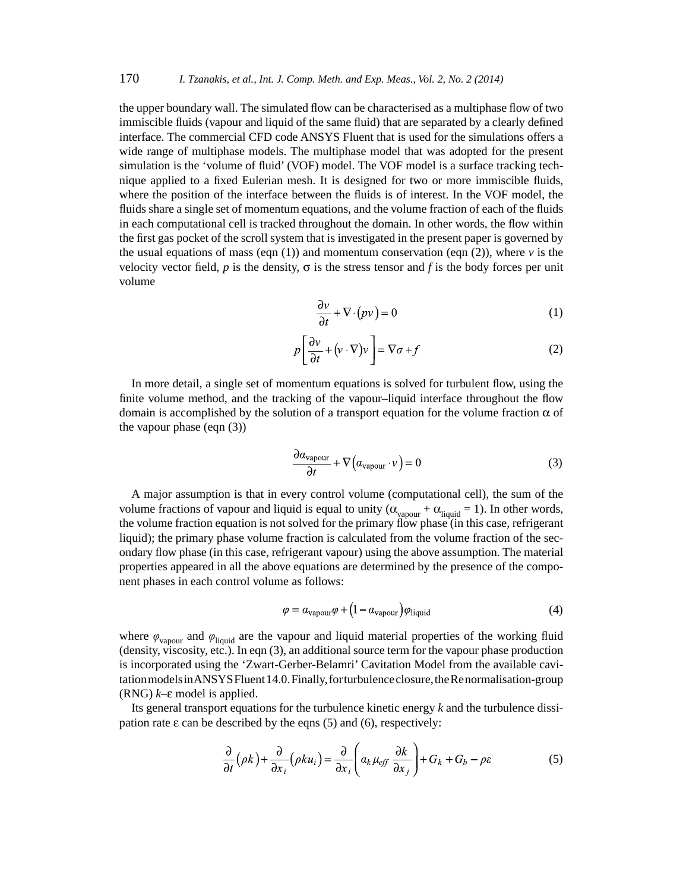the upper boundary wall. The simulated flow can be characterised as a multiphase flow of two immiscible fluids (vapour and liquid of the same fluid) that are separated by a clearly defined interface. The commercial CFD code ANSYS Fluent that is used for the simulations offers a wide range of multiphase models. The multiphase model that was adopted for the present simulation is the 'volume of fluid' (VOF) model. The VOF model is a surface tracking technique applied to a fixed Eulerian mesh. It is designed for two or more immiscible fluids, where the position of the interface between the fluids is of interest. In the VOF model, the fluids share a single set of momentum equations, and the volume fraction of each of the fluids in each computational cell is tracked throughout the domain. In other words, the flow within the first gas pocket of the scroll system that is investigated in the present paper is governed by the usual equations of mass (eqn (1)) and momentum conservation (eqn (2)), where $v$ is the velocity vector field, $p$ is the density, $\sigma$ is the stress tensor and $f$ is the body forces per unit volume

$$\frac{\partial v}{\partial t} + \nabla \cdot (pv) = 0 \tag{1}$$

$$p\left[\frac{\partial v}{\partial t} + (v \cdot \nabla)v\right] = \nabla\sigma + f \tag{2}$$

In more detail, a single set of momentum equations is solved for turbulent flow, using the finite volume method, and the tracking of the vapour–liquid interface throughout the flow domain is accomplished by the solution of a transport equation for the volume fraction $\alpha$ of the vapour phase (eqn (3))

$$\frac{\partial a_{\text{vapour}}}{\partial t} + \nabla\left(a_{\text{vapour}} \cdot v\right) = 0 \tag{3}$$

A major assumption is that in every control volume (computational cell), the sum of the volume fractions of vapour and liquid is equal to unity ($\alpha_{\text{vapour}} + \alpha_{\text{liquid}} = 1$). In other words, the volume fraction equation is not solved for the primary flow phase (in this case, refrigerant liquid); the primary phase volume fraction is calculated from the volume fraction of the secondary flow phase (in this case, refrigerant vapour) using the above assumption. The material properties appeared in all the above equations are determined by the presence of the component phases in each control volume as follows:

$$\varphi = a_{\text{vapour}}\varphi + \left(1 - a_{\text{vapour}}\right)\varphi_{\text{liquid}} \tag{4}$$

where $\varphi_{\text{vapour}}$ and $\varphi_{\text{liquid}}$ are the vapour and liquid material properties of the working fluid (density, viscosity, etc.). In eqn (3), an additional source term for the vapour phase production is incorporated using the 'Zwart-Gerber-Belamri' Cavitation Model from the available cavitation models in ANSYS Fluent 14.0. Finally, for turbulence closure, the Renormalisation-group (RNG) $k$–$\varepsilon$ model is applied.

Its general transport equations for the turbulence kinetic energy $k$ and the turbulence dissipation rate $\varepsilon$ can be described by the eqns (5) and (6), respectively:

$$\frac{\partial}{\partial t}(\rho k) + \frac{\partial}{\partial x_i}(\rho k u_i) = \frac{\partial}{\partial x_i}\left(a_k \mu_{eff} \frac{\partial k}{\partial x_j}\right) + G_k + G_b - \rho\varepsilon \tag{5}$$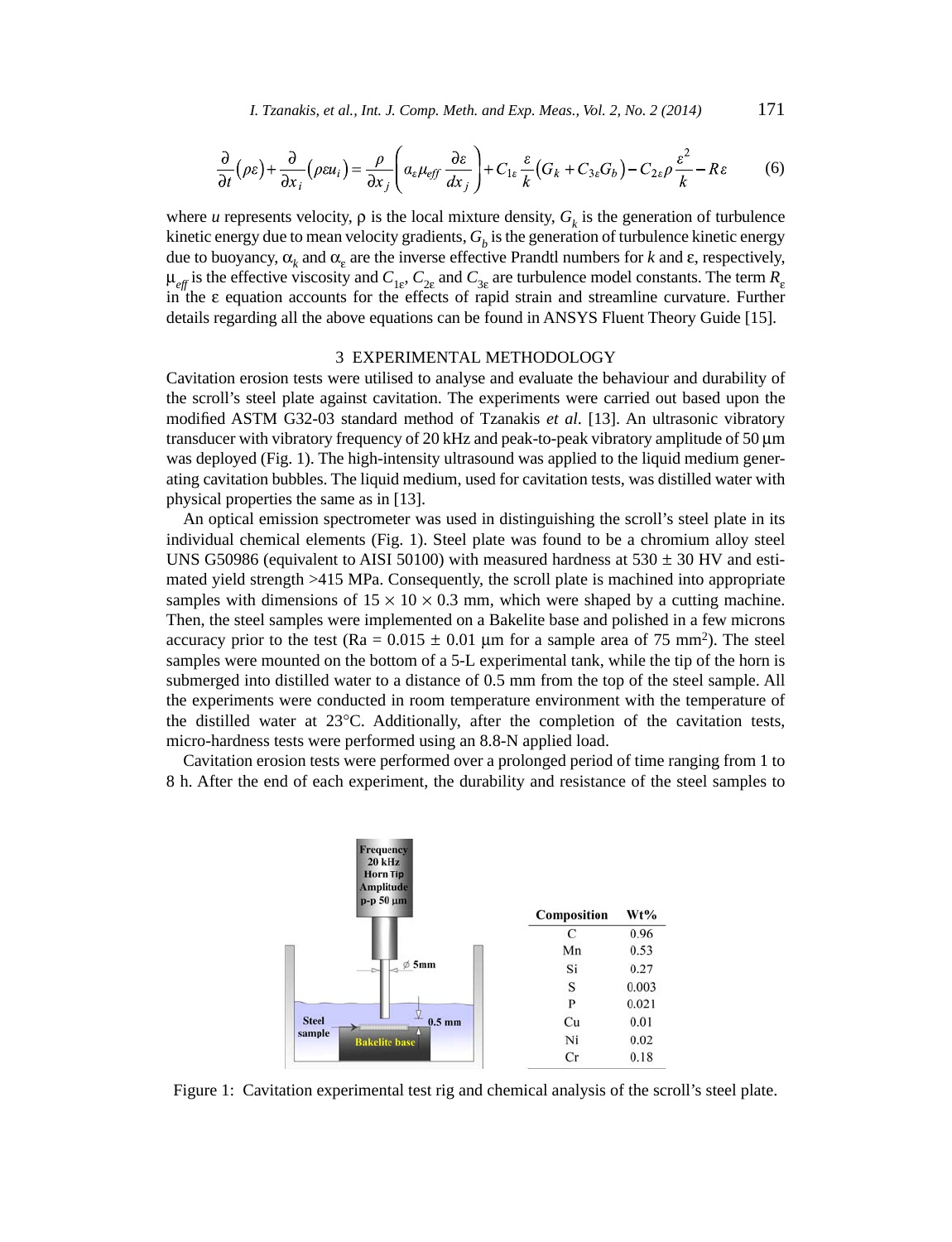$$\frac{\partial}{\partial t}(\rho \varepsilon)+\frac{\partial}{\partial x_i}(\rho \varepsilon u_i)=\frac{\rho}{\partial x_j}\left(\alpha_{\varepsilon}\mu_{eff}\frac{\partial \varepsilon}{dx_j}\right)+C_{1\varepsilon}\frac{\varepsilon}{k}(G_k+C_{3\varepsilon}G_b)-C_{2\varepsilon}\rho\frac{\varepsilon^2}{k}-R\varepsilon \tag{6}$$

where $u$ represents velocity, $\rho$ is the local mixture density, $G_k$ is the generation of turbulence kinetic energy due to mean velocity gradients, $G_b$ is the generation of turbulence kinetic energy due to buoyancy, $\alpha_k$ and $\alpha_\varepsilon$ are the inverse effective Prandtl numbers for $k$ and $\varepsilon$, respectively, $\mu_{eff}$ is the effective viscosity and $C_{1\varepsilon}$, $C_{2\varepsilon}$ and $C_{3\varepsilon}$ are turbulence model constants. The term $R_\varepsilon$ in the $\varepsilon$ equation accounts for the effects of rapid strain and streamline curvature. Further details regarding all the above equations can be found in ANSYS Fluent Theory Guide [15].

## 3 EXPERIMENTAL METHODOLOGY

Cavitation erosion tests were utilised to analyse and evaluate the behaviour and durability of the scroll's steel plate against cavitation. The experiments were carried out based upon the modified ASTM G32-03 standard method of Tzanakis *et al.* [13]. An ultrasonic vibratory transducer with vibratory frequency of 20 kHz and peak-to-peak vibratory amplitude of 50 μm was deployed (Fig. 1). The high-intensity ultrasound was applied to the liquid medium generating cavitation bubbles. The liquid medium, used for cavitation tests, was distilled water with physical properties the same as in [13].

An optical emission spectrometer was used in distinguishing the scroll's steel plate in its individual chemical elements (Fig. 1). Steel plate was found to be a chromium alloy steel UNS G50986 (equivalent to AISI 50100) with measured hardness at 530 ± 30 HV and estimated yield strength >415 MPa. Consequently, the scroll plate is machined into appropriate samples with dimensions of 15 × 10 × 0.3 mm, which were shaped by a cutting machine. Then, the steel samples were implemented on a Bakelite base and polished in a few microns accuracy prior to the test (Ra = 0.015 ± 0.01 μm for a sample area of 75 mm$^2$). The steel samples were mounted on the bottom of a 5-L experimental tank, while the tip of the horn is submerged into distilled water to a distance of 0.5 mm from the top of the steel sample. All the experiments were conducted in room temperature environment with the temperature of the distilled water at 23°C. Additionally, after the completion of the cavitation tests, micro-hardness tests were performed using an 8.8-N applied load.

Cavitation erosion tests were performed over a prolonged period of time ranging from 1 to 8 h. After the end of each experiment, the durability and resistance of the steel samples to

| Composition | Wt% |
|---|---|
| C | 0.96 |
| Mn | 0.53 |
| Si | 0.27 |
| S | 0.003 |
| P | 0.021 |
| Cu | 0.01 |
| Ni | 0.02 |
| Cr | 0.18 |

Figure 1: Cavitation experimental test rig and chemical analysis of the scroll's steel plate.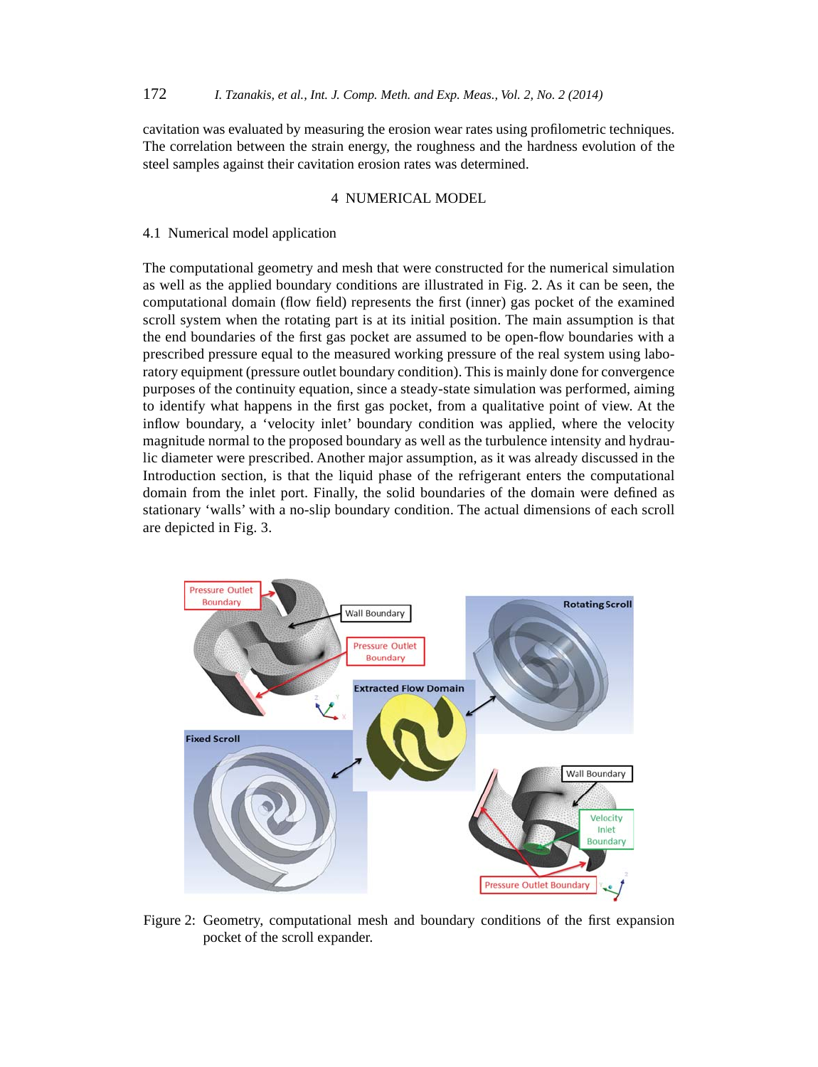cavitation was evaluated by measuring the erosion wear rates using profilometric techniques. The correlation between the strain energy, the roughness and the hardness evolution of the steel samples against their cavitation erosion rates was determined.

## 4 NUMERICAL MODEL

### 4.1 Numerical model application

The computational geometry and mesh that were constructed for the numerical simulation as well as the applied boundary conditions are illustrated in Fig. 2. As it can be seen, the computational domain (flow field) represents the first (inner) gas pocket of the examined scroll system when the rotating part is at its initial position. The main assumption is that the end boundaries of the first gas pocket are assumed to be open-flow boundaries with a prescribed pressure equal to the measured working pressure of the real system using laboratory equipment (pressure outlet boundary condition). This is mainly done for convergence purposes of the continuity equation, since a steady-state simulation was performed, aiming to identify what happens in the first gas pocket, from a qualitative point of view. At the inflow boundary, a 'velocity inlet' boundary condition was applied, where the velocity magnitude normal to the proposed boundary as well as the turbulence intensity and hydraulic diameter were prescribed. Another major assumption, as it was already discussed in the Introduction section, is that the liquid phase of the refrigerant enters the computational domain from the inlet port. Finally, the solid boundaries of the domain were defined as stationary 'walls' with a no-slip boundary condition. The actual dimensions of each scroll are depicted in Fig. 3.

Figure 2: Geometry, computational mesh and boundary conditions of the first expansion pocket of the scroll expander.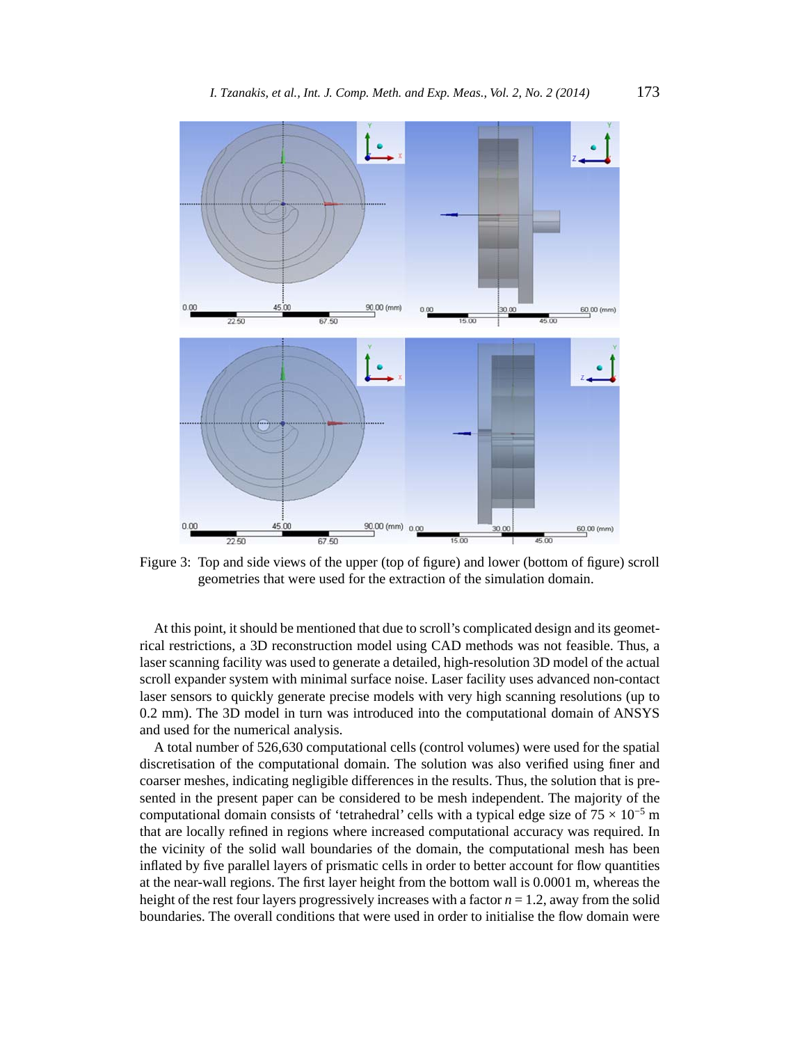Figure 3: Top and side views of the upper (top of figure) and lower (bottom of figure) scroll geometries that were used for the extraction of the simulation domain.

At this point, it should be mentioned that due to scroll's complicated design and its geometrical restrictions, a 3D reconstruction model using CAD methods was not feasible. Thus, a laser scanning facility was used to generate a detailed, high-resolution 3D model of the actual scroll expander system with minimal surface noise. Laser facility uses advanced non-contact laser sensors to quickly generate precise models with very high scanning resolutions (up to 0.2 mm). The 3D model in turn was introduced into the computational domain of ANSYS and used for the numerical analysis.

A total number of 526,630 computational cells (control volumes) were used for the spatial discretisation of the computational domain. The solution was also verified using finer and coarser meshes, indicating negligible differences in the results. Thus, the solution that is presented in the present paper can be considered to be mesh independent. The majority of the computational domain consists of 'tetrahedral' cells with a typical edge size of $75 \times 10^{-5}$ m that are locally refined in regions where increased computational accuracy was required. In the vicinity of the solid wall boundaries of the domain, the computational mesh has been inflated by five parallel layers of prismatic cells in order to better account for flow quantities at the near-wall regions. The first layer height from the bottom wall is 0.0001 m, whereas the height of the rest four layers progressively increases with a factor $n = 1.2$, away from the solid boundaries. The overall conditions that were used in order to initialise the flow domain were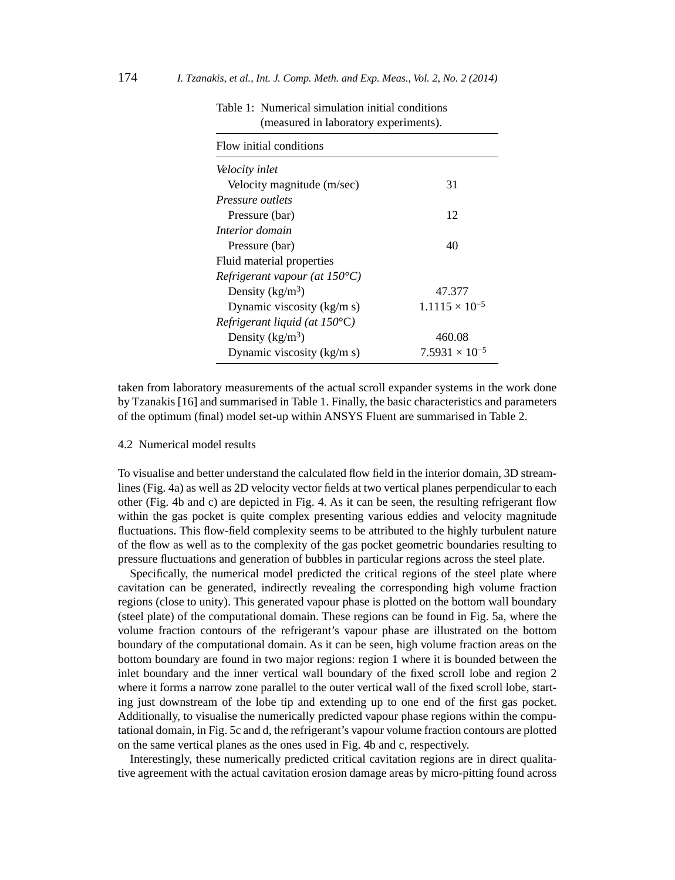Table 1: Numerical simulation initial conditions (measured in laboratory experiments).

| Flow initial conditions | |
|---|---|
| *Velocity inlet* | |
| Velocity magnitude (m/sec) | 31 |
| *Pressure outlets* | |
| Pressure (bar) | 12 |
| *Interior domain* | |
| Pressure (bar) | 40 |
| Fluid material properties | |
| *Refrigerant vapour (at 150°C)* | |
| Density (kg/m$^3$) | 47.377 |
| Dynamic viscosity (kg/m s) | $1.1115 \times 10^{-5}$ |
| *Refrigerant liquid (at 150°C)* | |
| Density (kg/m$^3$) | 460.08 |
| Dynamic viscosity (kg/m s) | $7.5931 \times 10^{-5}$ |

taken from laboratory measurements of the actual scroll expander systems in the work done by Tzanakis [16] and summarised in Table 1. Finally, the basic characteristics and parameters of the optimum (final) model set-up within ANSYS Fluent are summarised in Table 2.

### 4.2 Numerical model results

To visualise and better understand the calculated flow field in the interior domain, 3D streamlines (Fig. 4a) as well as 2D velocity vector fields at two vertical planes perpendicular to each other (Fig. 4b and c) are depicted in Fig. 4. As it can be seen, the resulting refrigerant flow within the gas pocket is quite complex presenting various eddies and velocity magnitude fluctuations. This flow-field complexity seems to be attributed to the highly turbulent nature of the flow as well as to the complexity of the gas pocket geometric boundaries resulting to pressure fluctuations and generation of bubbles in particular regions across the steel plate.

Specifically, the numerical model predicted the critical regions of the steel plate where cavitation can be generated, indirectly revealing the corresponding high volume fraction regions (close to unity). This generated vapour phase is plotted on the bottom wall boundary (steel plate) of the computational domain. These regions can be found in Fig. 5a, where the volume fraction contours of the refrigerant's vapour phase are illustrated on the bottom boundary of the computational domain. As it can be seen, high volume fraction areas on the bottom boundary are found in two major regions: region 1 where it is bounded between the inlet boundary and the inner vertical wall boundary of the fixed scroll lobe and region 2 where it forms a narrow zone parallel to the outer vertical wall of the fixed scroll lobe, starting just downstream of the lobe tip and extending up to one end of the first gas pocket. Additionally, to visualise the numerically predicted vapour phase regions within the computational domain, in Fig. 5c and d, the refrigerant's vapour volume fraction contours are plotted on the same vertical planes as the ones used in Fig. 4b and c, respectively.

Interestingly, these numerically predicted critical cavitation regions are in direct qualitative agreement with the actual cavitation erosion damage areas by micro-pitting found across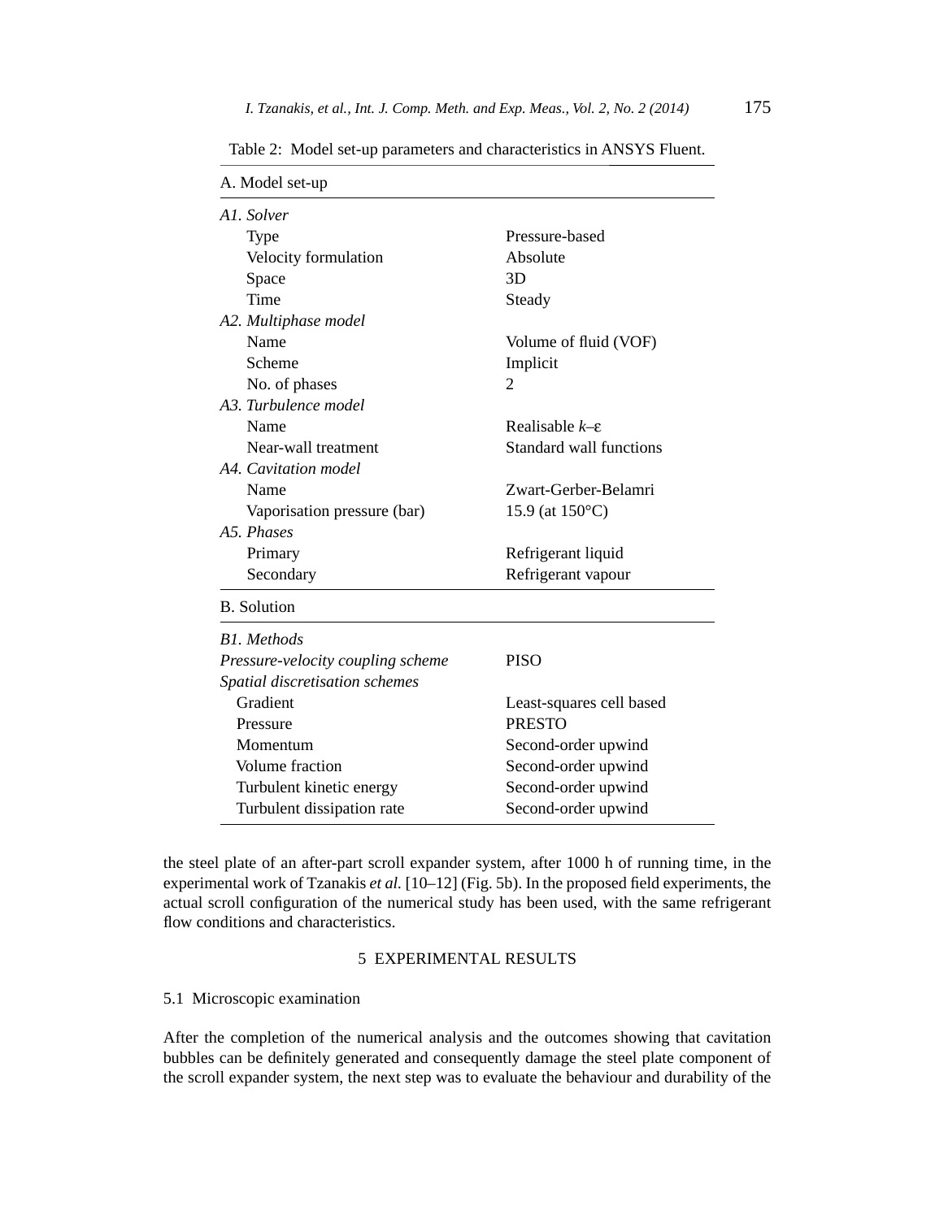Table 2: Model set-up parameters and characteristics in ANSYS Fluent.

| A. Model set-up | |
|---|---|
| *A1. Solver* | |
| Type | Pressure-based |
| Velocity formulation | Absolute |
| Space | 3D |
| Time | Steady |
| *A2. Multiphase model* | |
| Name | Volume of fluid (VOF) |
| Scheme | Implicit |
| No. of phases | 2 |
| *A3. Turbulence model* | |
| Name | Realisable $k$–ε |
| Near-wall treatment | Standard wall functions |
| *A4. Cavitation model* | |
| Name | Zwart-Gerber-Belamri |
| Vaporisation pressure (bar) | 15.9 (at 150°C) |
| *A5. Phases* | |
| Primary | Refrigerant liquid |
| Secondary | Refrigerant vapour |
| **B. Solution** | |
| *B1. Methods* | |
| *Pressure-velocity coupling scheme* | PISO |
| *Spatial discretisation schemes* | |
| Gradient | Least-squares cell based |
| Pressure | PRESTO |
| Momentum | Second-order upwind |
| Volume fraction | Second-order upwind |
| Turbulent kinetic energy | Second-order upwind |
| Turbulent dissipation rate | Second-order upwind |

the steel plate of an after-part scroll expander system, after 1000 h of running time, in the experimental work of Tzanakis *et al.* [10–12] (Fig. 5b). In the proposed field experiments, the actual scroll configuration of the numerical study has been used, with the same refrigerant flow conditions and characteristics.

## 5 EXPERIMENTAL RESULTS

### 5.1 Microscopic examination

After the completion of the numerical analysis and the outcomes showing that cavitation bubbles can be definitely generated and consequently damage the steel plate component of the scroll expander system, the next step was to evaluate the behaviour and durability of the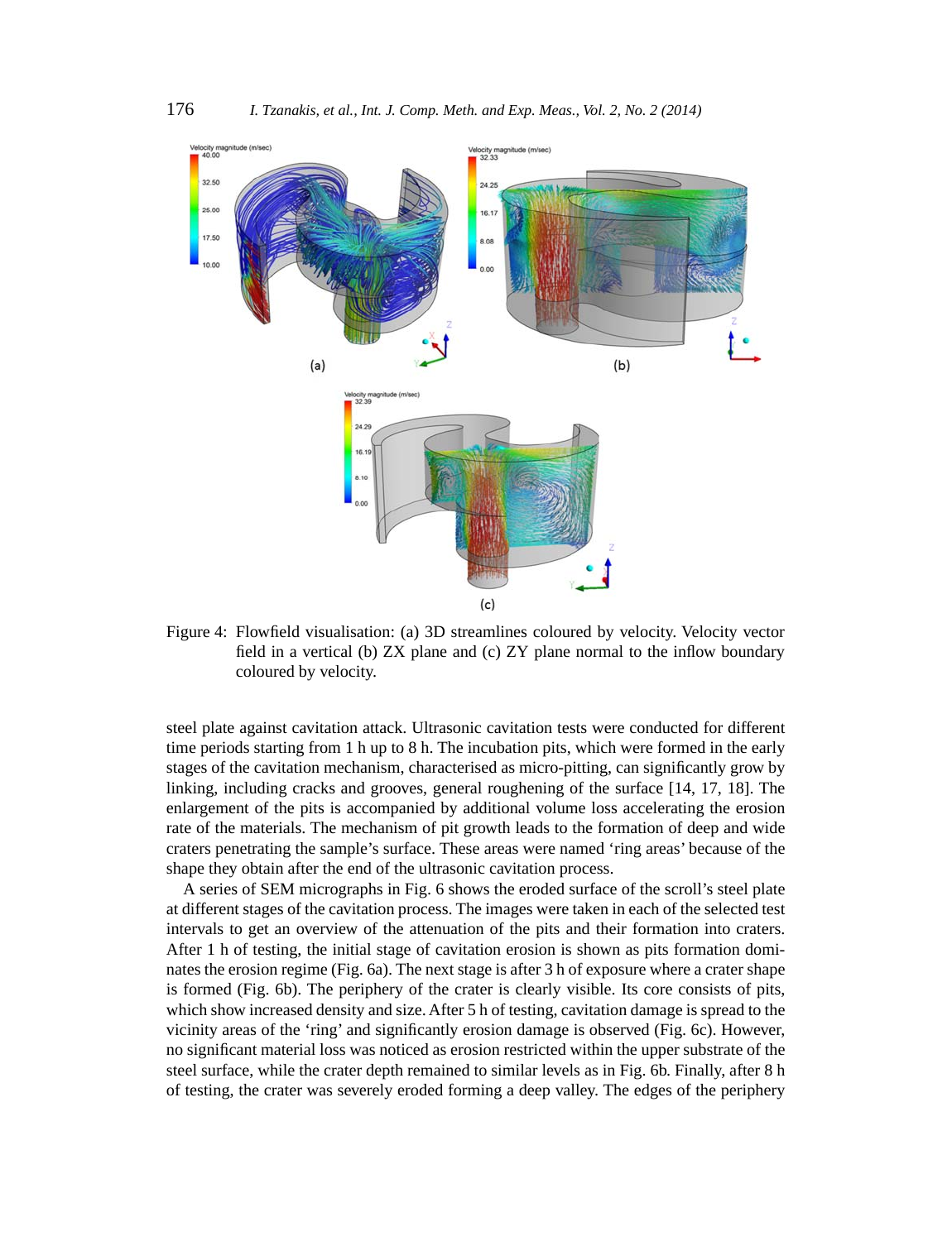Figure 4: Flowfield visualisation: (a) 3D streamlines coloured by velocity. Velocity vector field in a vertical (b) ZX plane and (c) ZY plane normal to the inflow boundary coloured by velocity.

steel plate against cavitation attack. Ultrasonic cavitation tests were conducted for different time periods starting from 1 h up to 8 h. The incubation pits, which were formed in the early stages of the cavitation mechanism, characterised as micro-pitting, can significantly grow by linking, including cracks and grooves, general roughening of the surface [14, 17, 18]. The enlargement of the pits is accompanied by additional volume loss accelerating the erosion rate of the materials. The mechanism of pit growth leads to the formation of deep and wide craters penetrating the sample's surface. These areas were named 'ring areas' because of the shape they obtain after the end of the ultrasonic cavitation process.

A series of SEM micrographs in Fig. 6 shows the eroded surface of the scroll's steel plate at different stages of the cavitation process. The images were taken in each of the selected test intervals to get an overview of the attenuation of the pits and their formation into craters. After 1 h of testing, the initial stage of cavitation erosion is shown as pits formation dominates the erosion regime (Fig. 6a). The next stage is after 3 h of exposure where a crater shape is formed (Fig. 6b). The periphery of the crater is clearly visible. Its core consists of pits, which show increased density and size. After 5 h of testing, cavitation damage is spread to the vicinity areas of the 'ring' and significantly erosion damage is observed (Fig. 6c). However, no significant material loss was noticed as erosion restricted within the upper substrate of the steel surface, while the crater depth remained to similar levels as in Fig. 6b. Finally, after 8 h of testing, the crater was severely eroded forming a deep valley. The edges of the periphery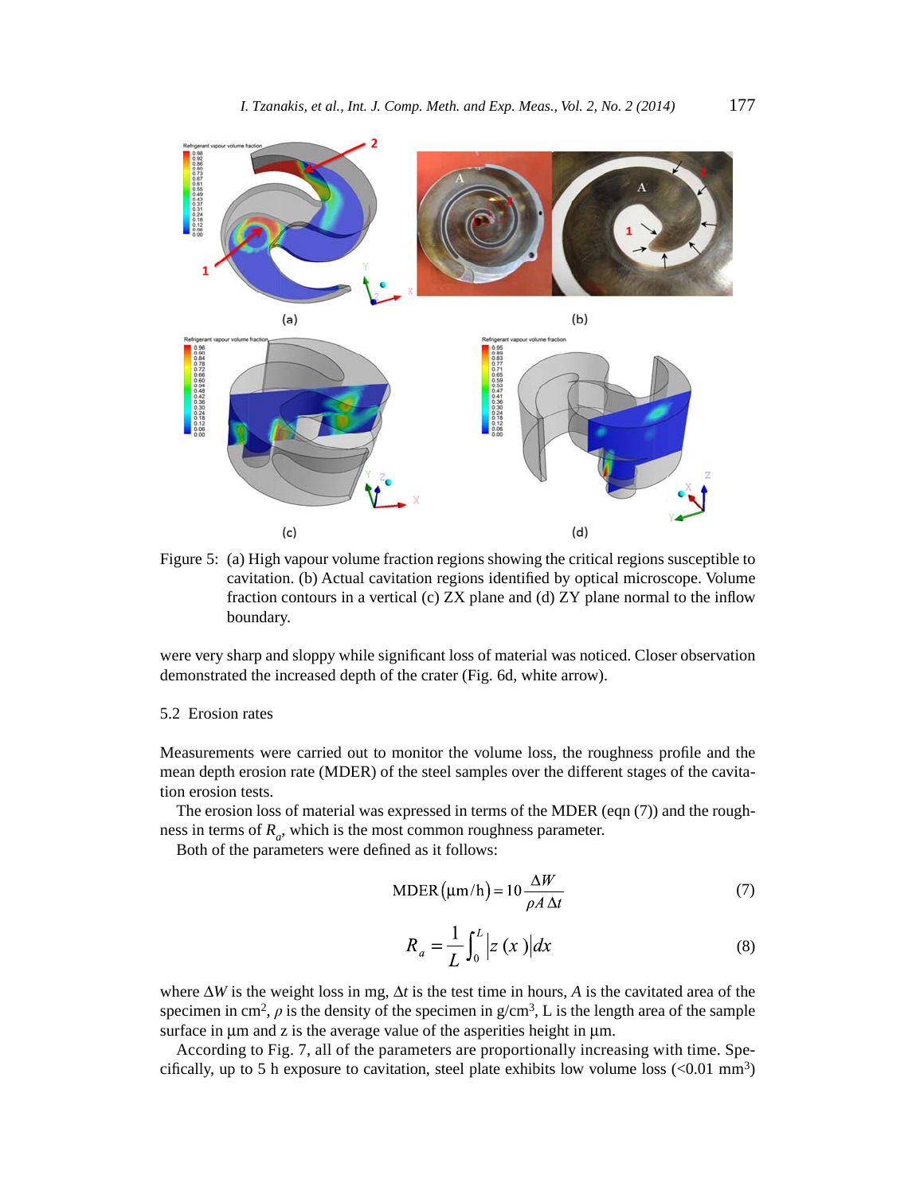Figure 5: (a) High vapour volume fraction regions showing the critical regions susceptible to cavitation. (b) Actual cavitation regions identified by optical microscope. Volume fraction contours in a vertical (c) ZX plane and (d) ZY plane normal to the inflow boundary.

were very sharp and sloppy while significant loss of material was noticed. Closer observation demonstrated the increased depth of the crater (Fig. 6d, white arrow).

### 5.2 Erosion rates

Measurements were carried out to monitor the volume loss, the roughness profile and the mean depth erosion rate (MDER) of the steel samples over the different stages of the cavitation erosion tests.

The erosion loss of material was expressed in terms of the MDER (eqn (7)) and the roughness in terms of $R_a$, which is the most common roughness parameter.

Both of the parameters were defined as it follows:

$$\text{MDER}\left(\mu\text{m/h}\right) = 10\frac{\Delta W}{\rho A\,\Delta t} \tag{7}$$

$$R_a = \frac{1}{L}\int_0^L \left|z\,(x\,)\right| dx \tag{8}$$

where $\Delta W$ is the weight loss in mg, $\Delta t$ is the test time in hours, $A$ is the cavitated area of the specimen in $\text{cm}^2$, $\rho$ is the density of the specimen in $\text{g/cm}^3$, L is the length area of the sample surface in μm and z is the average value of the asperities height in μm.

According to Fig. 7, all of the parameters are proportionally increasing with time. Specifically, up to 5 h exposure to cavitation, steel plate exhibits low volume loss (<0.01 $\text{mm}^3$)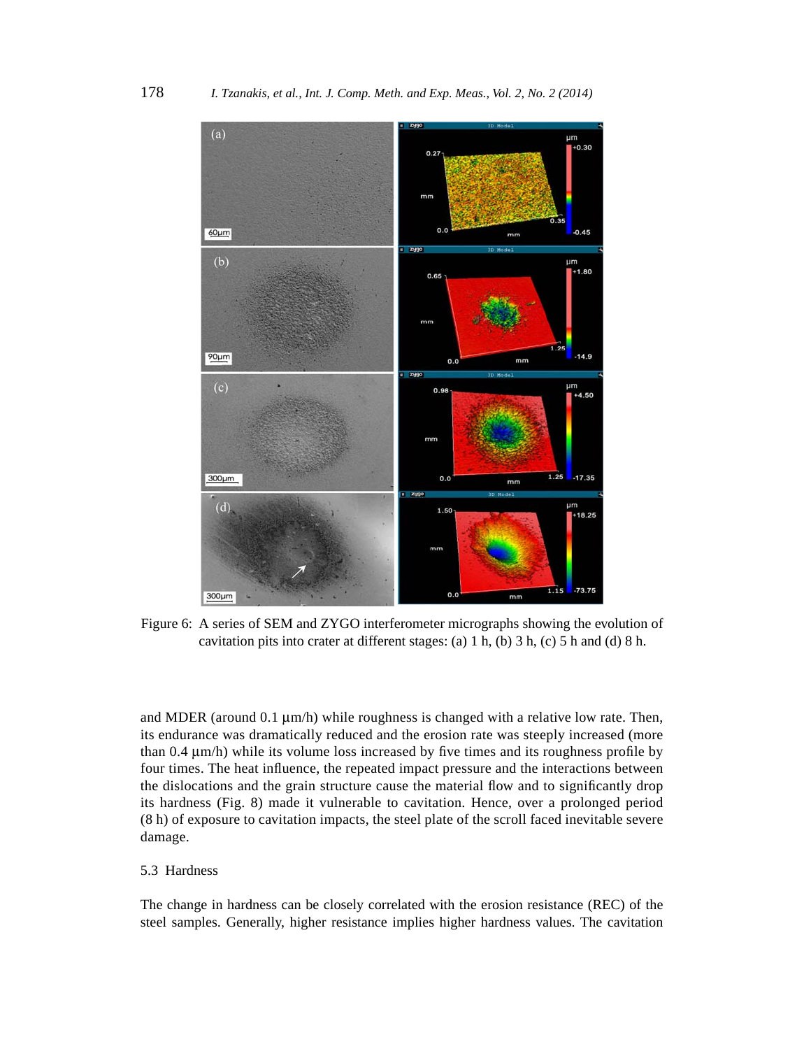Figure 6: A series of SEM and ZYGO interferometer micrographs showing the evolution of cavitation pits into crater at different stages: (a) 1 h, (b) 3 h, (c) 5 h and (d) 8 h.

and MDER (around 0.1 µm/h) while roughness is changed with a relative low rate. Then, its endurance was dramatically reduced and the erosion rate was steeply increased (more than 0.4 µm/h) while its volume loss increased by five times and its roughness profile by four times. The heat influence, the repeated impact pressure and the interactions between the dislocations and the grain structure cause the material flow and to significantly drop its hardness (Fig. 8) made it vulnerable to cavitation. Hence, over a prolonged period (8 h) of exposure to cavitation impacts, the steel plate of the scroll faced inevitable severe damage.

## 5.3 Hardness

The change in hardness can be closely correlated with the erosion resistance (REC) of the steel samples. Generally, higher resistance implies higher hardness values. The cavitation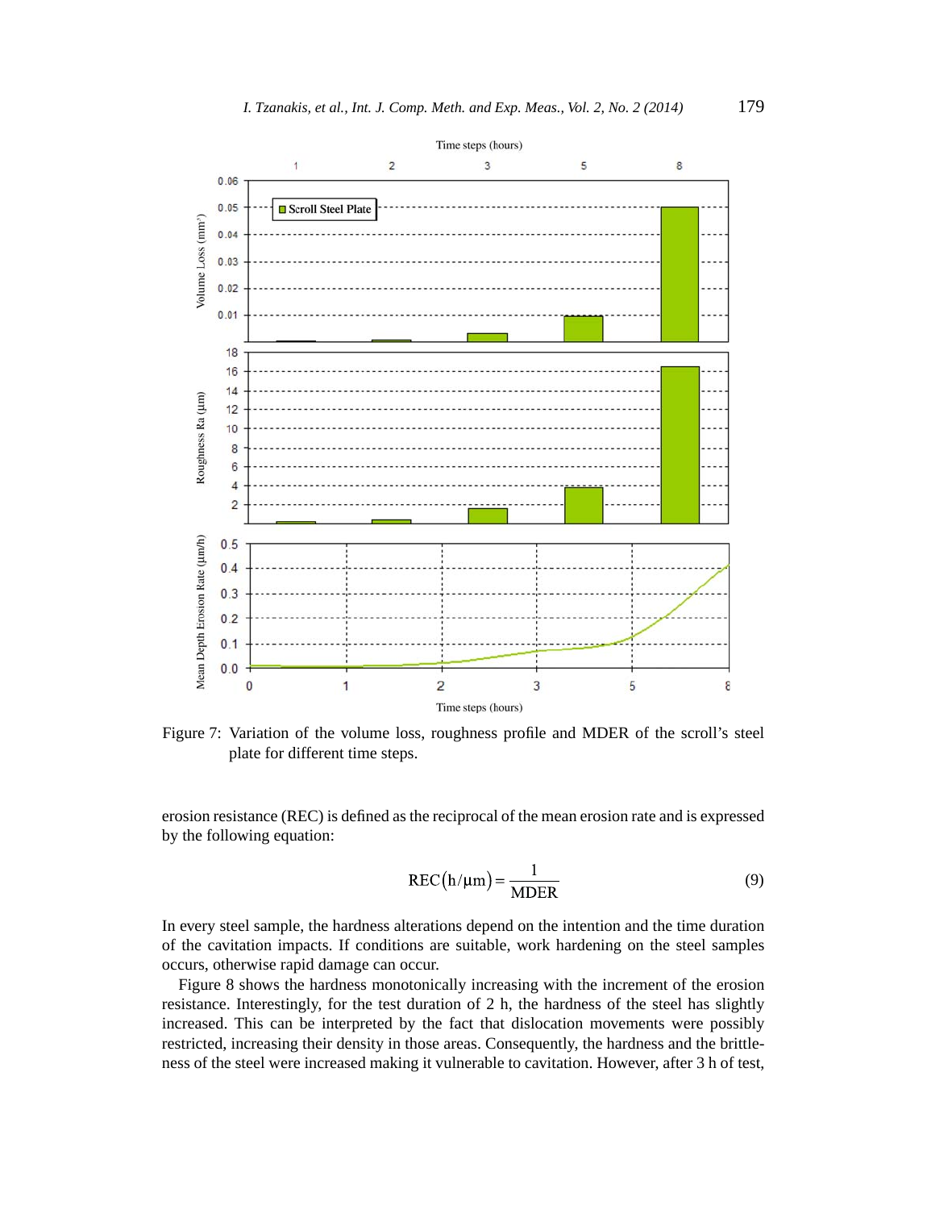Figure 7: Variation of the volume loss, roughness profile and MDER of the scroll's steel plate for different time steps.

erosion resistance (REC) is defined as the reciprocal of the mean erosion rate and is expressed by the following equation:

$$\text{REC}\left(\text{h}/\mu\text{m}\right) = \frac{1}{\text{MDER}} \tag{9}$$

In every steel sample, the hardness alterations depend on the intention and the time duration of the cavitation impacts. If conditions are suitable, work hardening on the steel samples occurs, otherwise rapid damage can occur.

Figure 8 shows the hardness monotonically increasing with the increment of the erosion resistance. Interestingly, for the test duration of 2 h, the hardness of the steel has slightly increased. This can be interpreted by the fact that dislocation movements were possibly restricted, increasing their density in those areas. Consequently, the hardness and the brittleness of the steel were increased making it vulnerable to cavitation. However, after 3 h of test,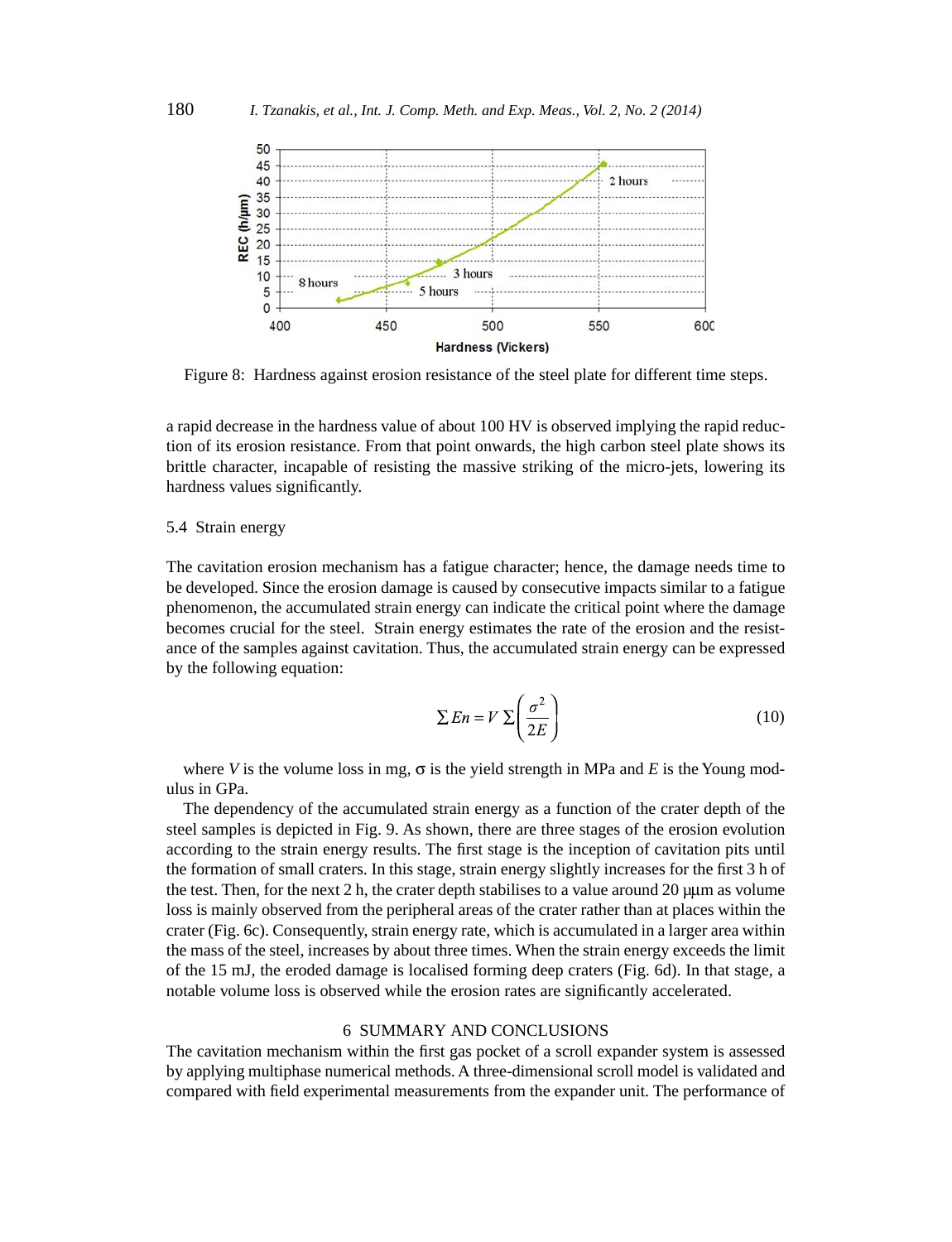Figure 8: Hardness against erosion resistance of the steel plate for different time steps.

a rapid decrease in the hardness value of about 100 HV is observed implying the rapid reduction of its erosion resistance. From that point onwards, the high carbon steel plate shows its brittle character, incapable of resisting the massive striking of the micro-jets, lowering its hardness values significantly.

### 5.4 Strain energy

The cavitation erosion mechanism has a fatigue character; hence, the damage needs time to be developed. Since the erosion damage is caused by consecutive impacts similar to a fatigue phenomenon, the accumulated strain energy can indicate the critical point where the damage becomes crucial for the steel. Strain energy estimates the rate of the erosion and the resistance of the samples against cavitation. Thus, the accumulated strain energy can be expressed by the following equation:

$$\sum En = V \sum \left( \frac{\sigma^2}{2E} \right) \tag{10}$$

where $V$ is the volume loss in mg, $\sigma$ is the yield strength in MPa and $E$ is the Young modulus in GPa.

The dependency of the accumulated strain energy as a function of the crater depth of the steel samples is depicted in Fig. 9. As shown, there are three stages of the erosion evolution according to the strain energy results. The first stage is the inception of cavitation pits until the formation of small craters. In this stage, strain energy slightly increases for the first 3 h of the test. Then, for the next 2 h, the crater depth stabilises to a value around 20 μμm as volume loss is mainly observed from the peripheral areas of the crater rather than at places within the crater (Fig. 6c). Consequently, strain energy rate, which is accumulated in a larger area within the mass of the steel, increases by about three times. When the strain energy exceeds the limit of the 15 mJ, the eroded damage is localised forming deep craters (Fig. 6d). In that stage, a notable volume loss is observed while the erosion rates are significantly accelerated.

## 6 SUMMARY AND CONCLUSIONS

The cavitation mechanism within the first gas pocket of a scroll expander system is assessed by applying multiphase numerical methods. A three-dimensional scroll model is validated and compared with field experimental measurements from the expander unit. The performance of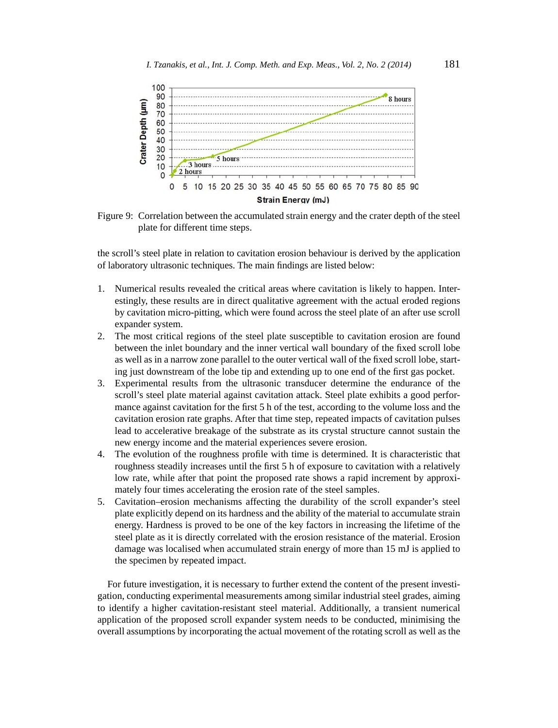Figure 9: Correlation between the accumulated strain energy and the crater depth of the steel plate for different time steps.

the scroll's steel plate in relation to cavitation erosion behaviour is derived by the application of laboratory ultrasonic techniques. The main findings are listed below:

1. Numerical results revealed the critical areas where cavitation is likely to happen. Interestingly, these results are in direct qualitative agreement with the actual eroded regions by cavitation micro-pitting, which were found across the steel plate of an after use scroll expander system.
2. The most critical regions of the steel plate susceptible to cavitation erosion are found between the inlet boundary and the inner vertical wall boundary of the fixed scroll lobe as well as in a narrow zone parallel to the outer vertical wall of the fixed scroll lobe, starting just downstream of the lobe tip and extending up to one end of the first gas pocket.
3. Experimental results from the ultrasonic transducer determine the endurance of the scroll's steel plate material against cavitation attack. Steel plate exhibits a good performance against cavitation for the first 5 h of the test, according to the volume loss and the cavitation erosion rate graphs. After that time step, repeated impacts of cavitation pulses lead to accelerative breakage of the substrate as its crystal structure cannot sustain the new energy income and the material experiences severe erosion.
4. The evolution of the roughness profile with time is determined. It is characteristic that roughness steadily increases until the first 5 h of exposure to cavitation with a relatively low rate, while after that point the proposed rate shows a rapid increment by approximately four times accelerating the erosion rate of the steel samples.
5. Cavitation–erosion mechanisms affecting the durability of the scroll expander's steel plate explicitly depend on its hardness and the ability of the material to accumulate strain energy. Hardness is proved to be one of the key factors in increasing the lifetime of the steel plate as it is directly correlated with the erosion resistance of the material. Erosion damage was localised when accumulated strain energy of more than 15 mJ is applied to the specimen by repeated impact.

For future investigation, it is necessary to further extend the content of the present investigation, conducting experimental measurements among similar industrial steel grades, aiming to identify a higher cavitation-resistant steel material. Additionally, a transient numerical application of the proposed scroll expander system needs to be conducted, minimising the overall assumptions by incorporating the actual movement of the rotating scroll as well as the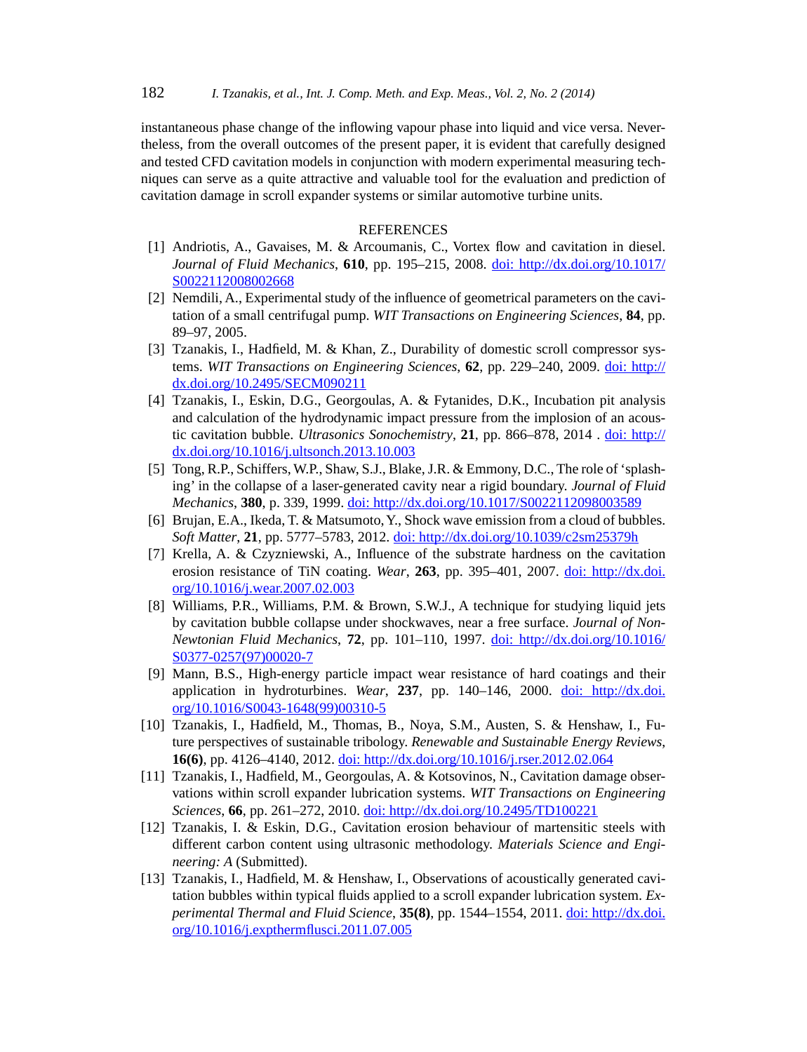instantaneous phase change of the inflowing vapour phase into liquid and vice versa. Nevertheless, from the overall outcomes of the present paper, it is evident that carefully designed and tested CFD cavitation models in conjunction with modern experimental measuring techniques can serve as a quite attractive and valuable tool for the evaluation and prediction of cavitation damage in scroll expander systems or similar automotive turbine units.

## REFERENCES

[1] Andriotis, A., Gavaises, M. & Arcoumanis, C., Vortex flow and cavitation in diesel. *Journal of Fluid Mechanics*, **610**, pp. 195–215, 2008. doi: http://dx.doi.org/10.1017/S0022112008002668

[2] Nemdili, A., Experimental study of the influence of geometrical parameters on the cavitation of a small centrifugal pump. *WIT Transactions on Engineering Sciences*, **84**, pp. 89–97, 2005.

[3] Tzanakis, I., Hadfield, M. & Khan, Z., Durability of domestic scroll compressor systems. *WIT Transactions on Engineering Sciences*, **62**, pp. 229–240, 2009. doi: http://dx.doi.org/10.2495/SECM090211

[4] Tzanakis, I., Eskin, D.G., Georgoulas, A. & Fytanides, D.K., Incubation pit analysis and calculation of the hydrodynamic impact pressure from the implosion of an acoustic cavitation bubble. *Ultrasonics Sonochemistry*, **21**, pp. 866–878, 2014 . doi: http://dx.doi.org/10.1016/j.ultsonch.2013.10.003

[5] Tong, R.P., Schiffers, W.P., Shaw, S.J., Blake, J.R. & Emmony, D.C., The role of 'splashing' in the collapse of a laser-generated cavity near a rigid boundary. *Journal of Fluid Mechanics*, **380**, p. 339, 1999. doi: http://dx.doi.org/10.1017/S0022112098003589

[6] Brujan, E.A., Ikeda, T. & Matsumoto, Y., Shock wave emission from a cloud of bubbles. *Soft Matter*, **21**, pp. 5777–5783, 2012. doi: http://dx.doi.org/10.1039/c2sm25379h

[7] Krella, A. & Czyzniewski, A., Influence of the substrate hardness on the cavitation erosion resistance of TiN coating. *Wear*, **263**, pp. 395–401, 2007. doi: http://dx.doi.org/10.1016/j.wear.2007.02.003

[8] Williams, P.R., Williams, P.M. & Brown, S.W.J., A technique for studying liquid jets by cavitation bubble collapse under shockwaves, near a free surface. *Journal of Non-Newtonian Fluid Mechanics*, **72**, pp. 101–110, 1997. doi: http://dx.doi.org/10.1016/S0377-0257(97)00020-7

[9] Mann, B.S., High-energy particle impact wear resistance of hard coatings and their application in hydroturbines. *Wear*, **237**, pp. 140–146, 2000. doi: http://dx.doi.org/10.1016/S0043-1648(99)00310-5

[10] Tzanakis, I., Hadfield, M., Thomas, B., Noya, S.M., Austen, S. & Henshaw, I., Future perspectives of sustainable tribology. *Renewable and Sustainable Energy Reviews*, **16(6)**, pp. 4126–4140, 2012. doi: http://dx.doi.org/10.1016/j.rser.2012.02.064

[11] Tzanakis, I., Hadfield, M., Georgoulas, A. & Kotsovinos, N., Cavitation damage observations within scroll expander lubrication systems. *WIT Transactions on Engineering Sciences*, **66**, pp. 261–272, 2010. doi: http://dx.doi.org/10.2495/TD100221

[12] Tzanakis, I. & Eskin, D.G., Cavitation erosion behaviour of martensitic steels with different carbon content using ultrasonic methodology. *Materials Science and Engineering: A* (Submitted).

[13] Tzanakis, I., Hadfield, M. & Henshaw, I., Observations of acoustically generated cavitation bubbles within typical fluids applied to a scroll expander lubrication system. *Experimental Thermal and Fluid Science*, **35(8)**, pp. 1544–1554, 2011. doi: http://dx.doi.org/10.1016/j.expthermflusci.2011.07.005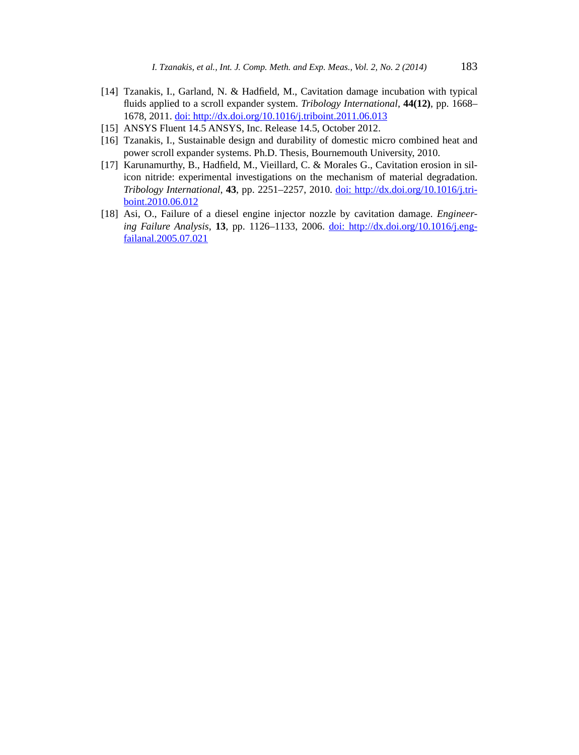[14] Tzanakis, I., Garland, N. & Hadfield, M., Cavitation damage incubation with typical fluids applied to a scroll expander system. *Tribology International*, **44(12)**, pp. 1668–1678, 2011. doi: http://dx.doi.org/10.1016/j.triboint.2011.06.013

[15] ANSYS Fluent 14.5 ANSYS, Inc. Release 14.5, October 2012.

[16] Tzanakis, I., Sustainable design and durability of domestic micro combined heat and power scroll expander systems. Ph.D. Thesis, Bournemouth University, 2010.

[17] Karunamurthy, B., Hadfield, M., Vieillard, C. & Morales G., Cavitation erosion in silicon nitride: experimental investigations on the mechanism of material degradation. *Tribology International*, **43**, pp. 2251–2257, 2010. doi: http://dx.doi.org/10.1016/j.triboint.2010.06.012

[18] Asi, O., Failure of a diesel engine injector nozzle by cavitation damage. *Engineering Failure Analysis*, **13**, pp. 1126–1133, 2006. doi: http://dx.doi.org/10.1016/j.engfailanal.2005.07.021